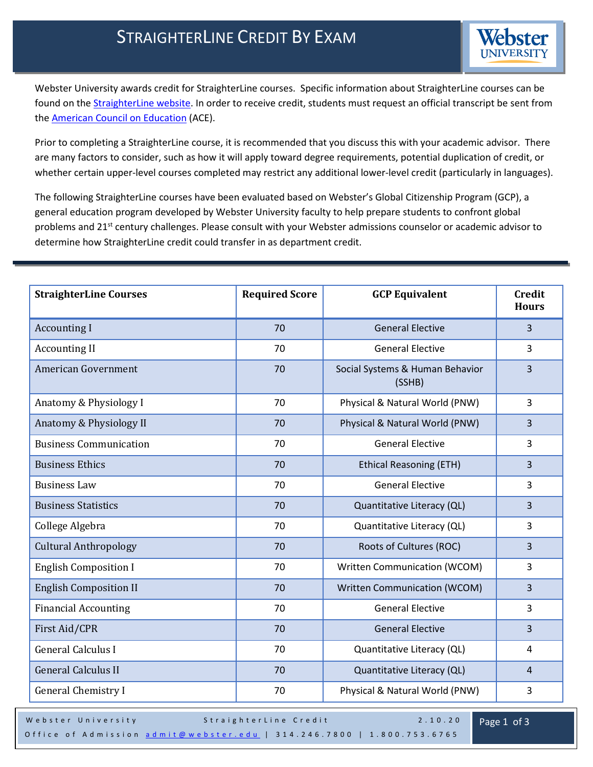# StraighterLine Credit By Exam

Webster University awards credit for StraighterLine courses. Specific information about StraighterLine courses can be found on the StraighterLine website. In order to receive credit, students must request an official transcript be sent from the American Council on Education (ACE).

Prior to completing a StraighterLine course, it is recommended that you discuss this with your academic advisor. There are many factors to consider, such as how it will apply toward degree requirements, potential duplication of credit, or whether certain upper-level courses completed may restrict any additional lower-level credit (particularly in languages).

The following StraighterLine courses have been evaluated based on Webster's Global Citizenship Program (GCP), a general education program developed by Webster University faculty to help prepare students to confront global problems and 21st century challenges. Please consult with your Webster admissions counselor or academic advisor to determine how StraighterLine credit could transfer in as department credit.

| StraighterLine Courses | Required Score | GCP Equivalent | Credit Hours |
|---|---|---|---|
| Accounting I | 70 | General Elective | 3 |
| Accounting II | 70 | General Elective | 3 |
| American Government | 70 | Social Systems & Human Behavior (SSHB) | 3 |
| Anatomy & Physiology I | 70 | Physical & Natural World (PNW) | 3 |
| Anatomy & Physiology II | 70 | Physical & Natural World (PNW) | 3 |
| Business Communication | 70 | General Elective | 3 |
| Business Ethics | 70 | Ethical Reasoning (ETH) | 3 |
| Business Law | 70 | General Elective | 3 |
| Business Statistics | 70 | Quantitative Literacy (QL) | 3 |
| College Algebra | 70 | Quantitative Literacy (QL) | 3 |
| Cultural Anthropology | 70 | Roots of Cultures (ROC) | 3 |
| English Composition I | 70 | Written Communication (WCOM) | 3 |
| English Composition II | 70 | Written Communication (WCOM) | 3 |
| Financial Accounting | 70 | General Elective | 3 |
| First Aid/CPR | 70 | General Elective | 3 |
| General Calculus I | 70 | Quantitative Literacy (QL) | 4 |
| General Calculus II | 70 | Quantitative Literacy (QL) | 4 |
| General Chemistry I | 70 | Physical & Natural World (PNW) | 3 |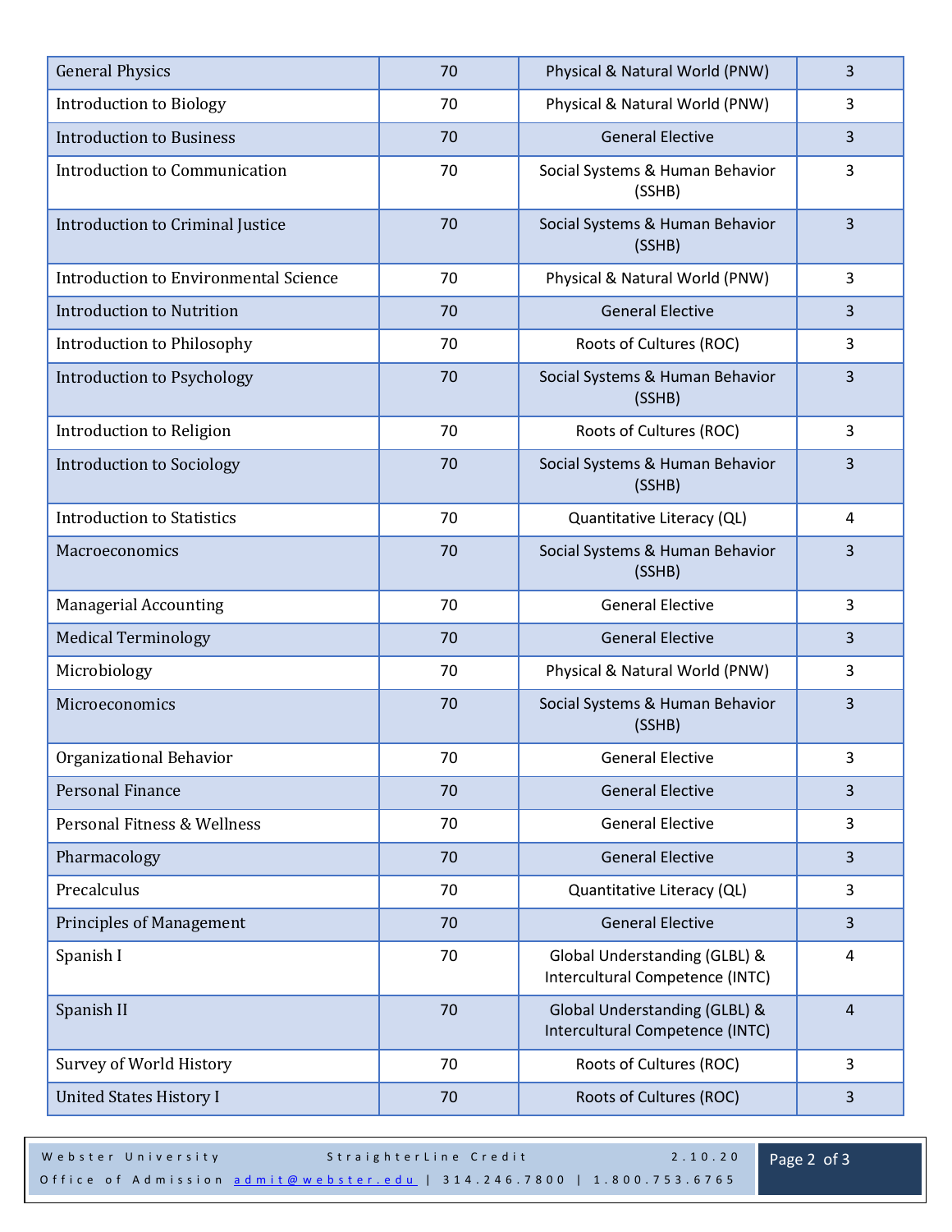| | | | |
|---|---|---|---|
| General Physics | 70 | Physical & Natural World (PNW) | 3 |
| Introduction to Biology | 70 | Physical & Natural World (PNW) | 3 |
| Introduction to Business | 70 | General Elective | 3 |
| Introduction to Communication | 70 | Social Systems & Human Behavior (SSHB) | 3 |
| Introduction to Criminal Justice | 70 | Social Systems & Human Behavior (SSHB) | 3 |
| Introduction to Environmental Science | 70 | Physical & Natural World (PNW) | 3 |
| Introduction to Nutrition | 70 | General Elective | 3 |
| Introduction to Philosophy | 70 | Roots of Cultures (ROC) | 3 |
| Introduction to Psychology | 70 | Social Systems & Human Behavior (SSHB) | 3 |
| Introduction to Religion | 70 | Roots of Cultures (ROC) | 3 |
| Introduction to Sociology | 70 | Social Systems & Human Behavior (SSHB) | 3 |
| Introduction to Statistics | 70 | Quantitative Literacy (QL) | 4 |
| Macroeconomics | 70 | Social Systems & Human Behavior (SSHB) | 3 |
| Managerial Accounting | 70 | General Elective | 3 |
| Medical Terminology | 70 | General Elective | 3 |
| Microbiology | 70 | Physical & Natural World (PNW) | 3 |
| Microeconomics | 70 | Social Systems & Human Behavior (SSHB) | 3 |
| Organizational Behavior | 70 | General Elective | 3 |
| Personal Finance | 70 | General Elective | 3 |
| Personal Fitness & Wellness | 70 | General Elective | 3 |
| Pharmacology | 70 | General Elective | 3 |
| Precalculus | 70 | Quantitative Literacy (QL) | 3 |
| Principles of Management | 70 | General Elective | 3 |
| Spanish I | 70 | Global Understanding (GLBL) & Intercultural Competence (INTC) | 4 |
| Spanish II | 70 | Global Understanding (GLBL) & Intercultural Competence (INTC) | 4 |
| Survey of World History | 70 | Roots of Cultures (ROC) | 3 |
| United States History I | 70 | Roots of Cultures (ROC) | 3 |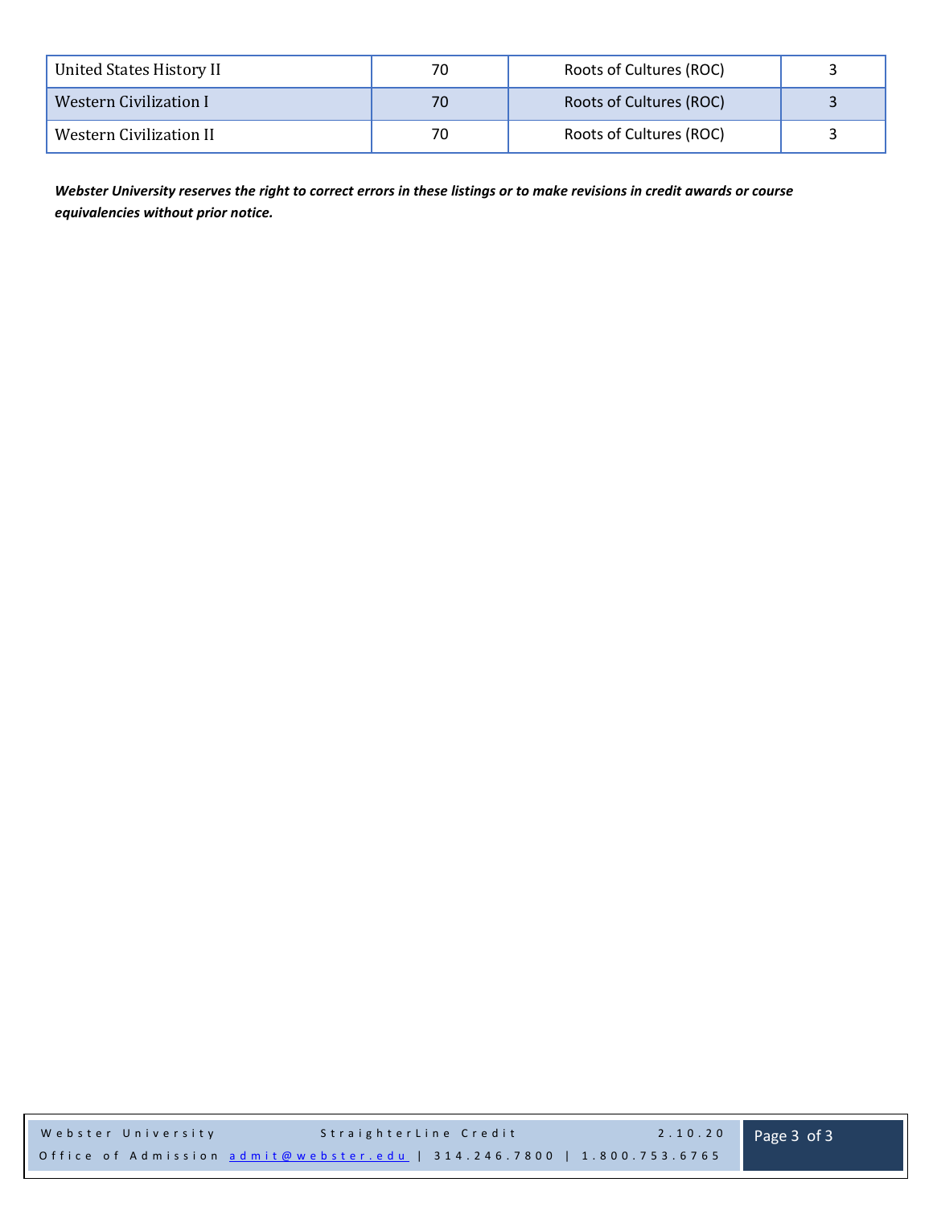| | | | |
|---|---|---|---|
| United States History II | 70 | Roots of Cultures (ROC) | 3 |
| Western Civilization I | 70 | Roots of Cultures (ROC) | 3 |
| Western Civilization II | 70 | Roots of Cultures (ROC) | 3 |

***Webster University reserves the right to correct errors in these listings or to make revisions in credit awards or course equivalencies without prior notice.***